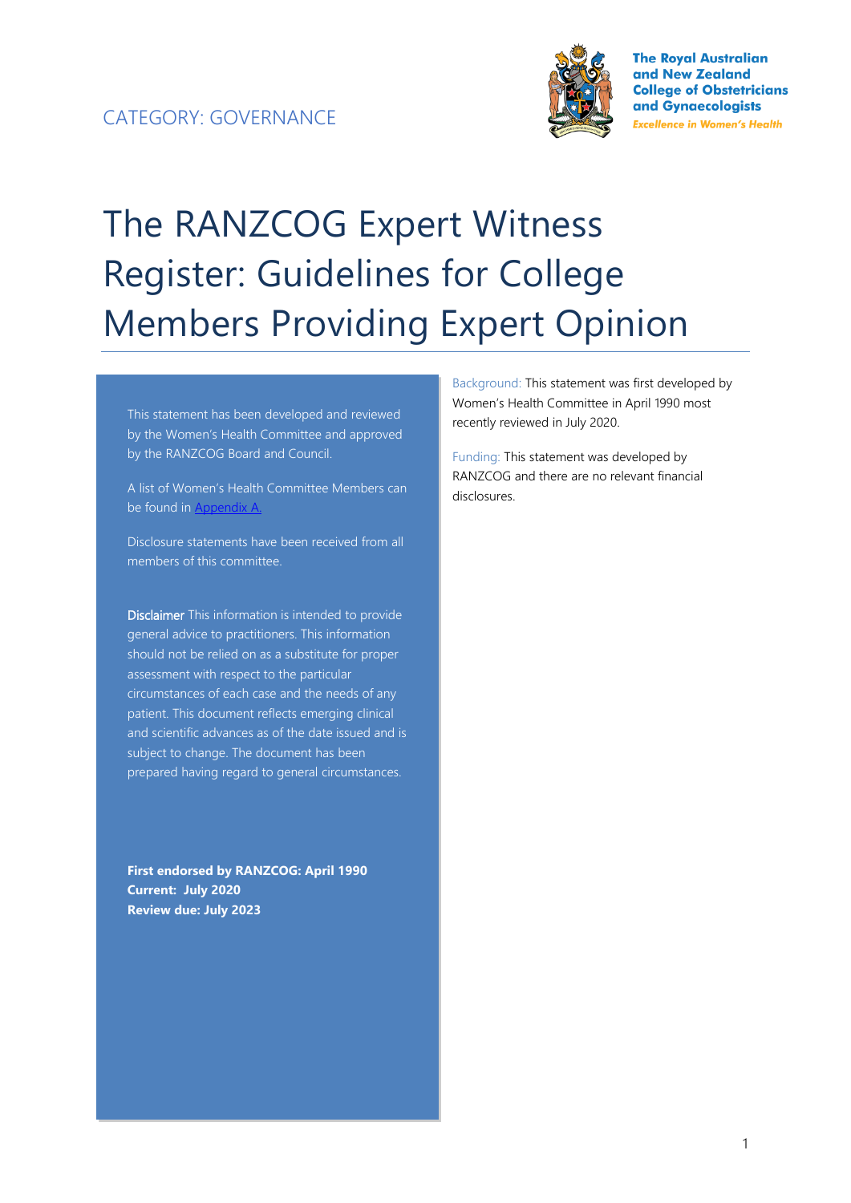CATEGORY: GOVERNANCE

The Royal Australian and New Zealand College of Obstetricians and Gynaecologists

*Excellence in Women's Health*

# The RANZCOG Expert Witness Register: Guidelines for College Members Providing Expert Opinion

This statement has been developed and reviewed by the Women's Health Committee and approved by the RANZCOG Board and Council.

A list of Women's Health Committee Members can be found in Appendix A.

Disclosure statements have been received from all members of this committee.

**Disclaimer** This information is intended to provide general advice to practitioners. This information should not be relied on as a substitute for proper assessment with respect to the particular circumstances of each case and the needs of any patient. This document reflects emerging clinical and scientific advances as of the date issued and is subject to change. The document has been prepared having regard to general circumstances.

**First endorsed by RANZCOG: April 1990**
**Current: July 2020**
**Review due: July 2023**

Background: This statement was first developed by Women's Health Committee in April 1990 most recently reviewed in July 2020.

Funding: This statement was developed by RANZCOG and there are no relevant financial disclosures.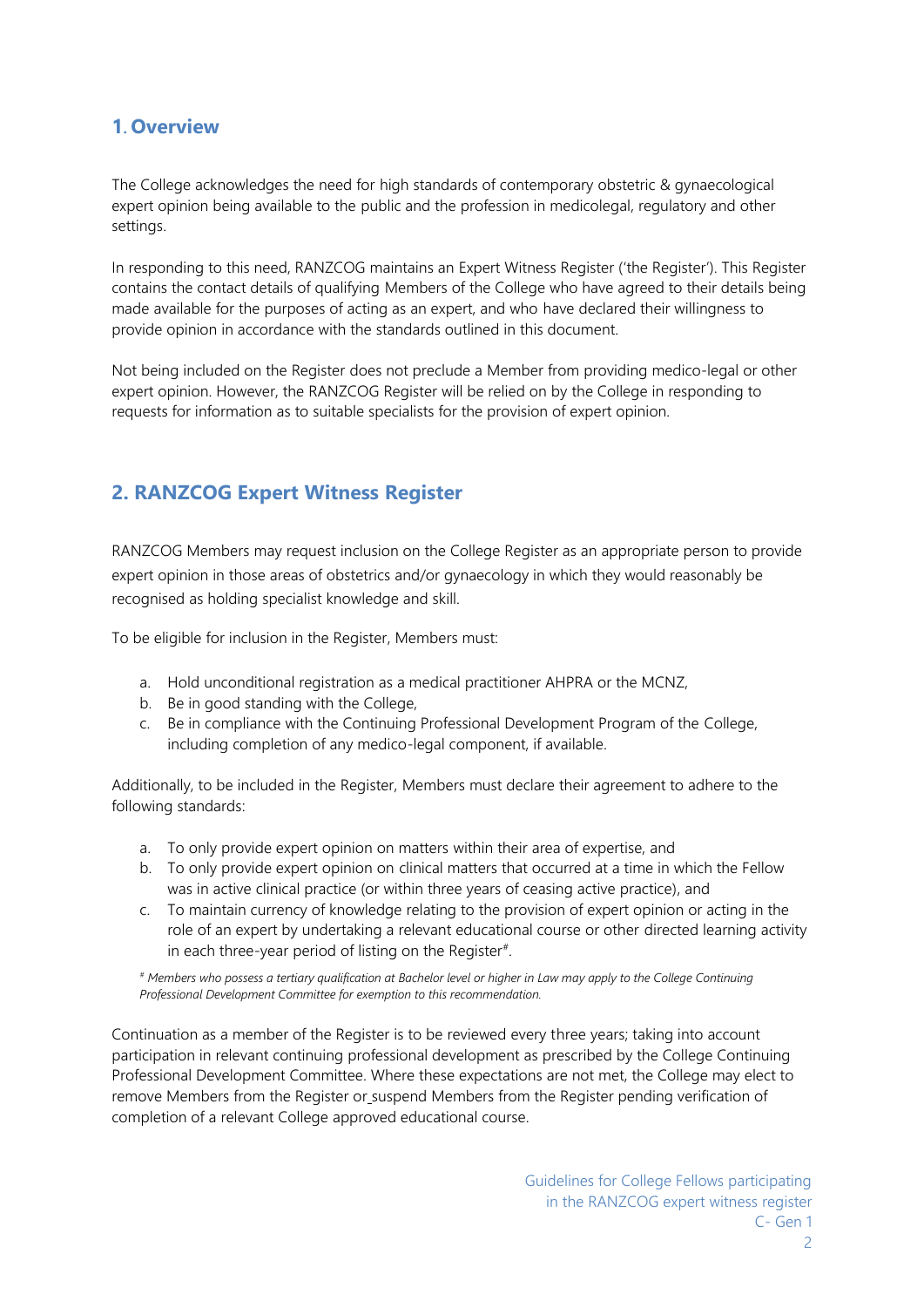## 1. Overview

The College acknowledges the need for high standards of contemporary obstetric & gynaecological expert opinion being available to the public and the profession in medicolegal, regulatory and other settings.

In responding to this need, RANZCOG maintains an Expert Witness Register ('the Register'). This Register contains the contact details of qualifying Members of the College who have agreed to their details being made available for the purposes of acting as an expert, and who have declared their willingness to provide opinion in accordance with the standards outlined in this document.

Not being included on the Register does not preclude a Member from providing medico-legal or other expert opinion. However, the RANZCOG Register will be relied on by the College in responding to requests for information as to suitable specialists for the provision of expert opinion.

## 2. RANZCOG Expert Witness Register

RANZCOG Members may request inclusion on the College Register as an appropriate person to provide expert opinion in those areas of obstetrics and/or gynaecology in which they would reasonably be recognised as holding specialist knowledge and skill.

To be eligible for inclusion in the Register, Members must:

a. Hold unconditional registration as a medical practitioner AHPRA or the MCNZ,
b. Be in good standing with the College,
c. Be in compliance with the Continuing Professional Development Program of the College, including completion of any medico-legal component, if available.

Additionally, to be included in the Register, Members must declare their agreement to adhere to the following standards:

a. To only provide expert opinion on matters within their area of expertise, and
b. To only provide expert opinion on clinical matters that occurred at a time in which the Fellow was in active clinical practice (or within three years of ceasing active practice), and
c. To maintain currency of knowledge relating to the provision of expert opinion or acting in the role of an expert by undertaking a relevant educational course or other directed learning activity in each three-year period of listing on the Register#.

*# Members who possess a tertiary qualification at Bachelor level or higher in Law may apply to the College Continuing Professional Development Committee for exemption to this recommendation.*

Continuation as a member of the Register is to be reviewed every three years; taking into account participation in relevant continuing professional development as prescribed by the College Continuing Professional Development Committee. Where these expectations are not met, the College may elect to remove Members from the Register or suspend Members from the Register pending verification of completion of a relevant College approved educational course.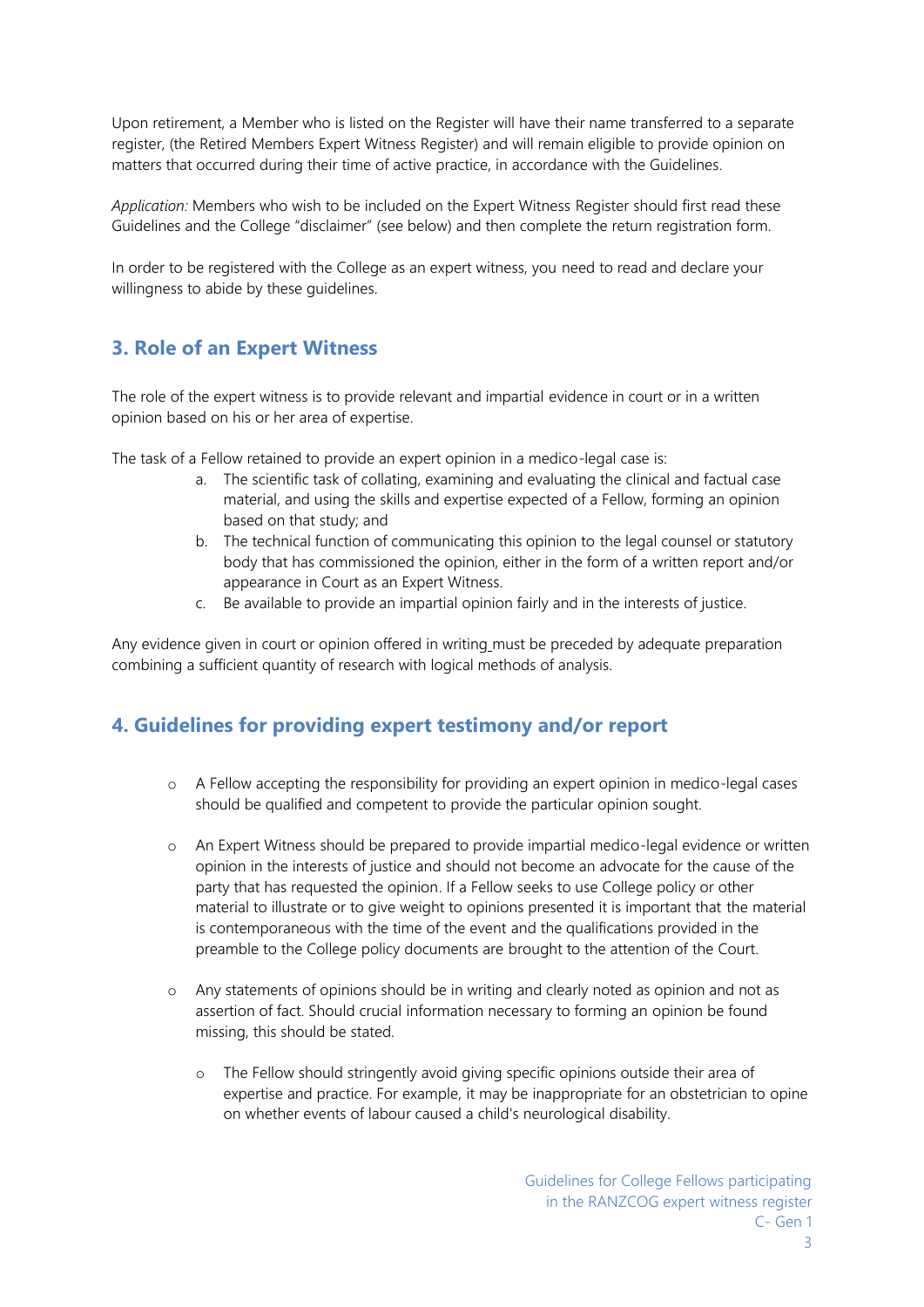Upon retirement, a Member who is listed on the Register will have their name transferred to a separate register, (the Retired Members Expert Witness Register) and will remain eligible to provide opinion on matters that occurred during their time of active practice, in accordance with the Guidelines.

*Application:* Members who wish to be included on the Expert Witness Register should first read these Guidelines and the College "disclaimer" (see below) and then complete the return registration form.

In order to be registered with the College as an expert witness, you need to read and declare your willingness to abide by these guidelines.

## 3. Role of an Expert Witness

The role of the expert witness is to provide relevant and impartial evidence in court or in a written opinion based on his or her area of expertise.

The task of a Fellow retained to provide an expert opinion in a medico-legal case is:

a. The scientific task of collating, examining and evaluating the clinical and factual case material, and using the skills and expertise expected of a Fellow, forming an opinion based on that study; and
b. The technical function of communicating this opinion to the legal counsel or statutory body that has commissioned the opinion, either in the form of a written report and/or appearance in Court as an Expert Witness.
c. Be available to provide an impartial opinion fairly and in the interests of justice.

Any evidence given in court or opinion offered in writing must be preceded by adequate preparation combining a sufficient quantity of research with logical methods of analysis.

## 4. Guidelines for providing expert testimony and/or report

- A Fellow accepting the responsibility for providing an expert opinion in medico-legal cases should be qualified and competent to provide the particular opinion sought.

- An Expert Witness should be prepared to provide impartial medico-legal evidence or written opinion in the interests of justice and should not become an advocate for the cause of the party that has requested the opinion. If a Fellow seeks to use College policy or other material to illustrate or to give weight to opinions presented it is important that the material is contemporaneous with the time of the event and the qualifications provided in the preamble to the College policy documents are brought to the attention of the Court.

- Any statements of opinions should be in writing and clearly noted as opinion and not as assertion of fact. Should crucial information necessary to forming an opinion be found missing, this should be stated.

  - The Fellow should stringently avoid giving specific opinions outside their area of expertise and practice. For example, it may be inappropriate for an obstetrician to opine on whether events of labour caused a child's neurological disability.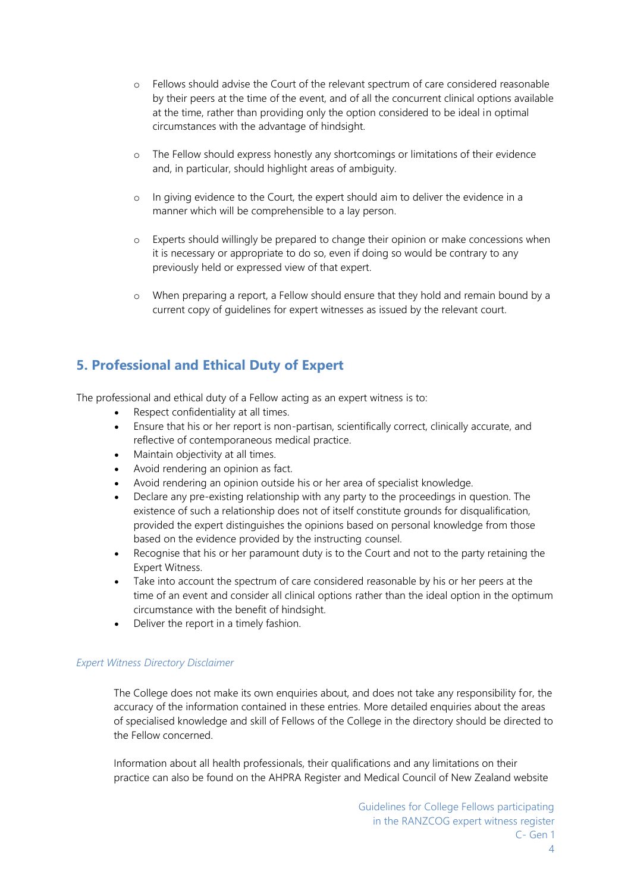- Fellows should advise the Court of the relevant spectrum of care considered reasonable by their peers at the time of the event, and of all the concurrent clinical options available at the time, rather than providing only the option considered to be ideal in optimal circumstances with the advantage of hindsight.

- The Fellow should express honestly any shortcomings or limitations of their evidence and, in particular, should highlight areas of ambiguity.

- In giving evidence to the Court, the expert should aim to deliver the evidence in a manner which will be comprehensible to a lay person.

- Experts should willingly be prepared to change their opinion or make concessions when it is necessary or appropriate to do so, even if doing so would be contrary to any previously held or expressed view of that expert.

- When preparing a report, a Fellow should ensure that they hold and remain bound by a current copy of guidelines for expert witnesses as issued by the relevant court.

## 5. Professional and Ethical Duty of Expert

The professional and ethical duty of a Fellow acting as an expert witness is to:

- Respect confidentiality at all times.
- Ensure that his or her report is non-partisan, scientifically correct, clinically accurate, and reflective of contemporaneous medical practice.
- Maintain objectivity at all times.
- Avoid rendering an opinion as fact.
- Avoid rendering an opinion outside his or her area of specialist knowledge.
- Declare any pre-existing relationship with any party to the proceedings in question. The existence of such a relationship does not of itself constitute grounds for disqualification, provided the expert distinguishes the opinions based on personal knowledge from those based on the evidence provided by the instructing counsel.
- Recognise that his or her paramount duty is to the Court and not to the party retaining the Expert Witness.
- Take into account the spectrum of care considered reasonable by his or her peers at the time of an event and consider all clinical options rather than the ideal option in the optimum circumstance with the benefit of hindsight.
- Deliver the report in a timely fashion.

*Expert Witness Directory Disclaimer*

The College does not make its own enquiries about, and does not take any responsibility for, the accuracy of the information contained in these entries. More detailed enquiries about the areas of specialised knowledge and skill of Fellows of the College in the directory should be directed to the Fellow concerned.

Information about all health professionals, their qualifications and any limitations on their practice can also be found on the AHPRA Register and Medical Council of New Zealand website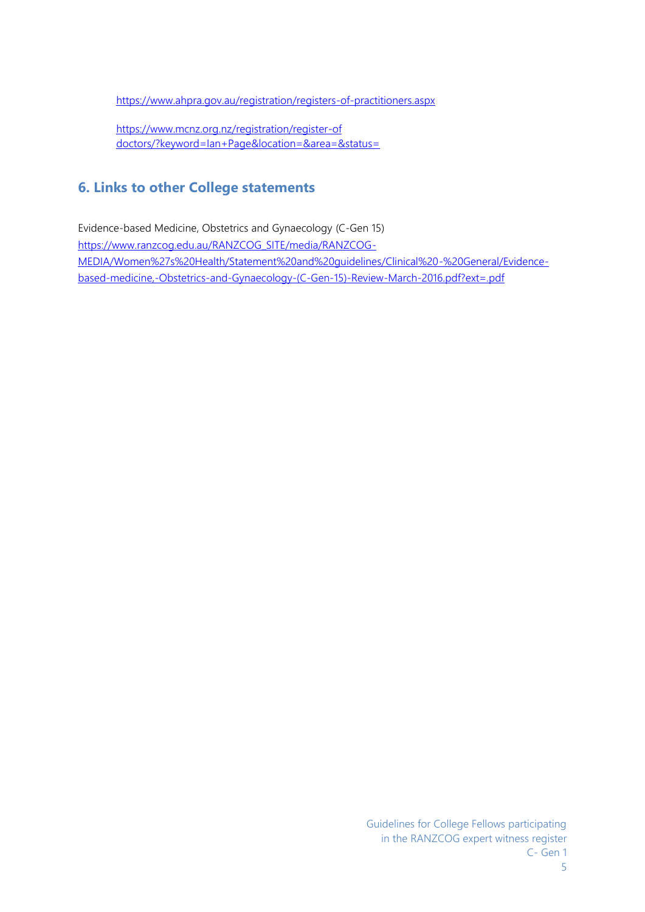https://www.ahpra.gov.au/registration/registers-of-practitioners.aspx

https://www.mcnz.org.nz/registration/register-of doctors/?keyword=Ian+Page&location=&area=&status=

## 6. Links to other College statements

Evidence-based Medicine, Obstetrics and Gynaecology (C-Gen 15)
https://www.ranzcog.edu.au/RANZCOG_SITE/media/RANZCOG-MEDIA/Women%27s%20Health/Statement%20and%20guidelines/Clinical%20-%20General/Evidence-based-medicine,-Obstetrics-and-Gynaecology-(C-Gen-15)-Review-March-2016.pdf?ext=.pdf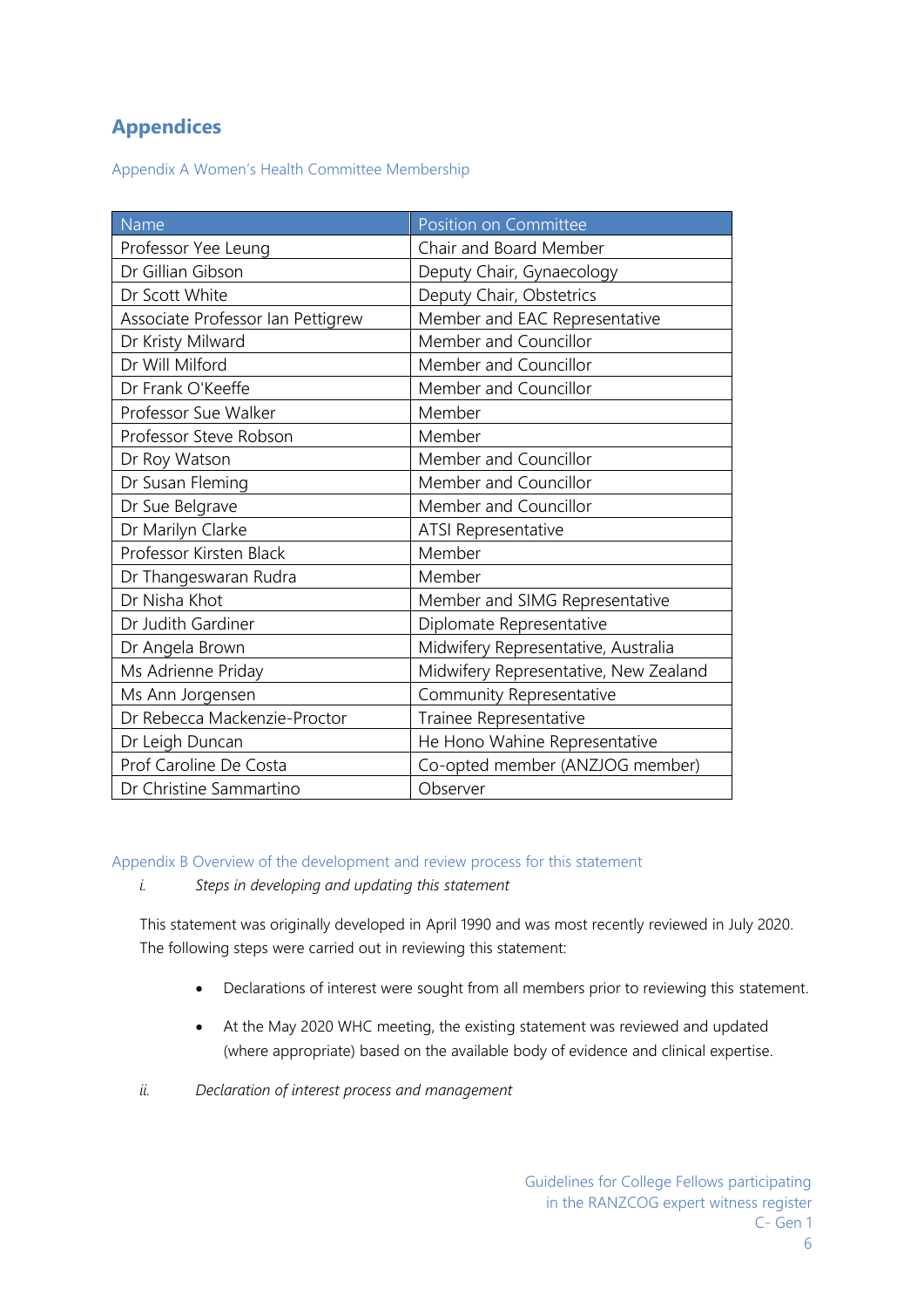# Appendices

## Appendix A Women's Health Committee Membership

| Name | Position on Committee |
|---|---|
| Professor Yee Leung | Chair and Board Member |
| Dr Gillian Gibson | Deputy Chair, Gynaecology |
| Dr Scott White | Deputy Chair, Obstetrics |
| Associate Professor Ian Pettigrew | Member and EAC Representative |
| Dr Kristy Milward | Member and Councillor |
| Dr Will Milford | Member and Councillor |
| Dr Frank O'Keeffe | Member and Councillor |
| Professor Sue Walker | Member |
| Professor Steve Robson | Member |
| Dr Roy Watson | Member and Councillor |
| Dr Susan Fleming | Member and Councillor |
| Dr Sue Belgrave | Member and Councillor |
| Dr Marilyn Clarke | ATSI Representative |
| Professor Kirsten Black | Member |
| Dr Thangeswaran Rudra | Member |
| Dr Nisha Khot | Member and SIMG Representative |
| Dr Judith Gardiner | Diplomate Representative |
| Dr Angela Brown | Midwifery Representative, Australia |
| Ms Adrienne Priday | Midwifery Representative, New Zealand |
| Ms Ann Jorgensen | Community Representative |
| Dr Rebecca Mackenzie-Proctor | Trainee Representative |
| Dr Leigh Duncan | He Hono Wahine Representative |
| Prof Caroline De Costa | Co-opted member (ANZJOG member) |
| Dr Christine Sammartino | Observer |

## Appendix B Overview of the development and review process for this statement

i. *Steps in developing and updating this statement*

This statement was originally developed in April 1990 and was most recently reviewed in July 2020. The following steps were carried out in reviewing this statement:

- Declarations of interest were sought from all members prior to reviewing this statement.
- At the May 2020 WHC meeting, the existing statement was reviewed and updated (where appropriate) based on the available body of evidence and clinical expertise.

ii. *Declaration of interest process and management*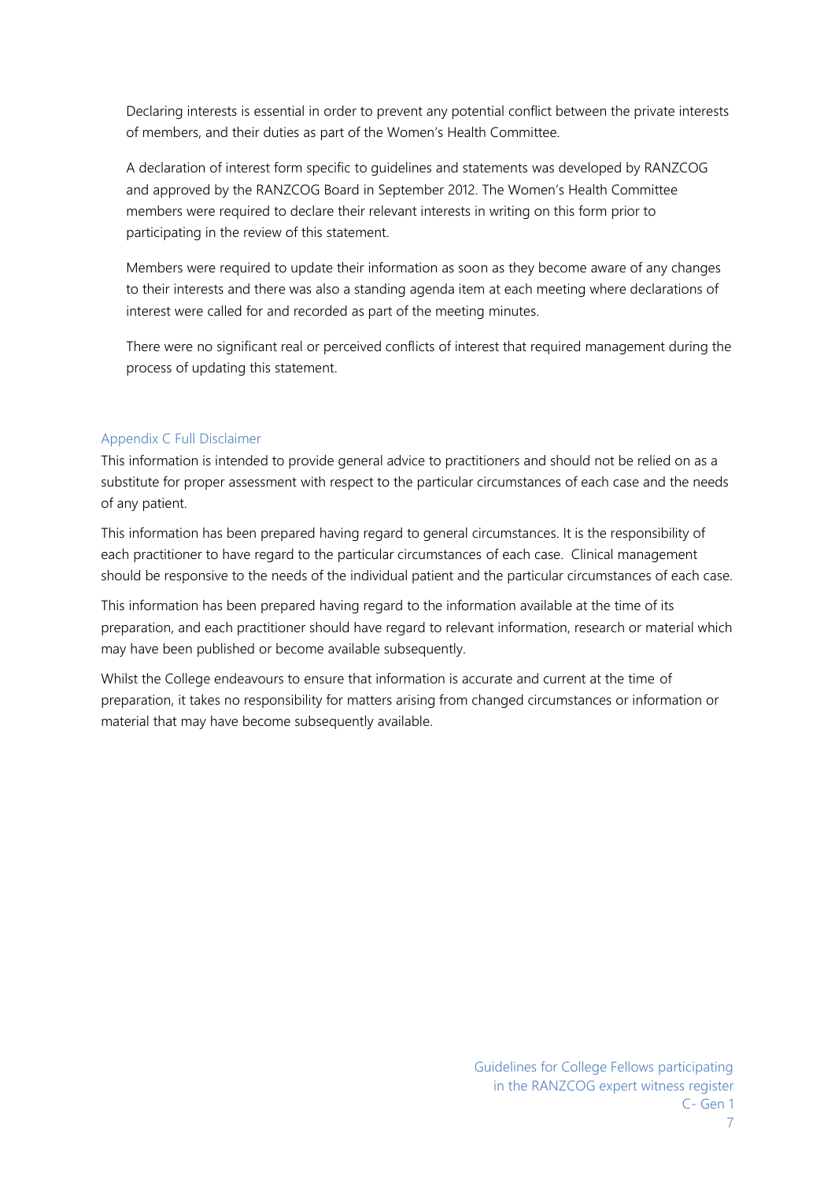Declaring interests is essential in order to prevent any potential conflict between the private interests of members, and their duties as part of the Women's Health Committee.

A declaration of interest form specific to guidelines and statements was developed by RANZCOG and approved by the RANZCOG Board in September 2012. The Women's Health Committee members were required to declare their relevant interests in writing on this form prior to participating in the review of this statement.

Members were required to update their information as soon as they become aware of any changes to their interests and there was also a standing agenda item at each meeting where declarations of interest were called for and recorded as part of the meeting minutes.

There were no significant real or perceived conflicts of interest that required management during the process of updating this statement.

## Appendix C Full Disclaimer

This information is intended to provide general advice to practitioners and should not be relied on as a substitute for proper assessment with respect to the particular circumstances of each case and the needs of any patient.

This information has been prepared having regard to general circumstances. It is the responsibility of each practitioner to have regard to the particular circumstances of each case. Clinical management should be responsive to the needs of the individual patient and the particular circumstances of each case.

This information has been prepared having regard to the information available at the time of its preparation, and each practitioner should have regard to relevant information, research or material which may have been published or become available subsequently.

Whilst the College endeavours to ensure that information is accurate and current at the time of preparation, it takes no responsibility for matters arising from changed circumstances or information or material that may have become subsequently available.